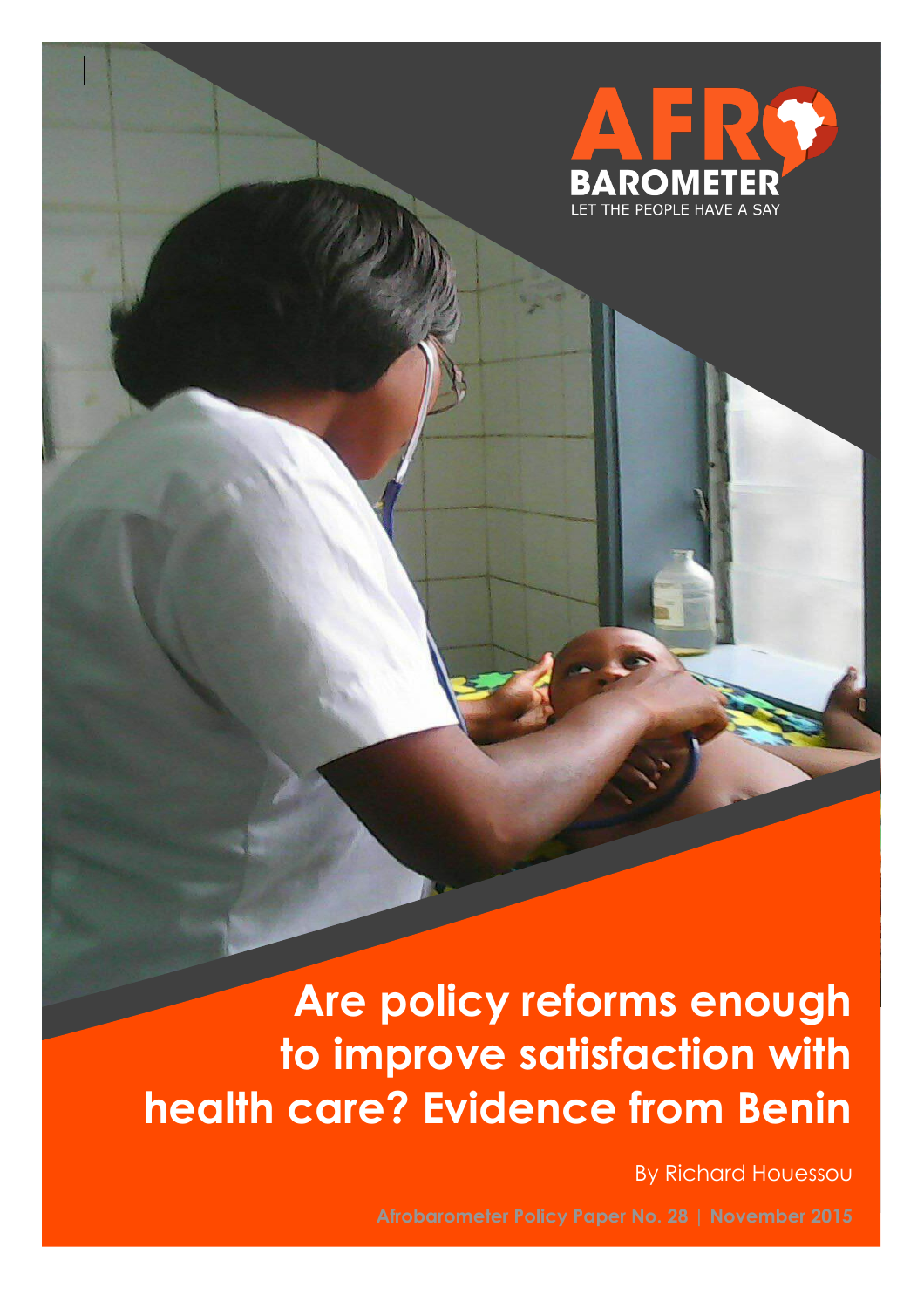AFRO BAROMETER

LET THE PEOPLE HAVE A SAY

# Are policy reforms enough to improve satisfaction with health care? Evidence from Benin

By Richard Houessou

Afrobarometer Policy Paper No. 28 | November 2015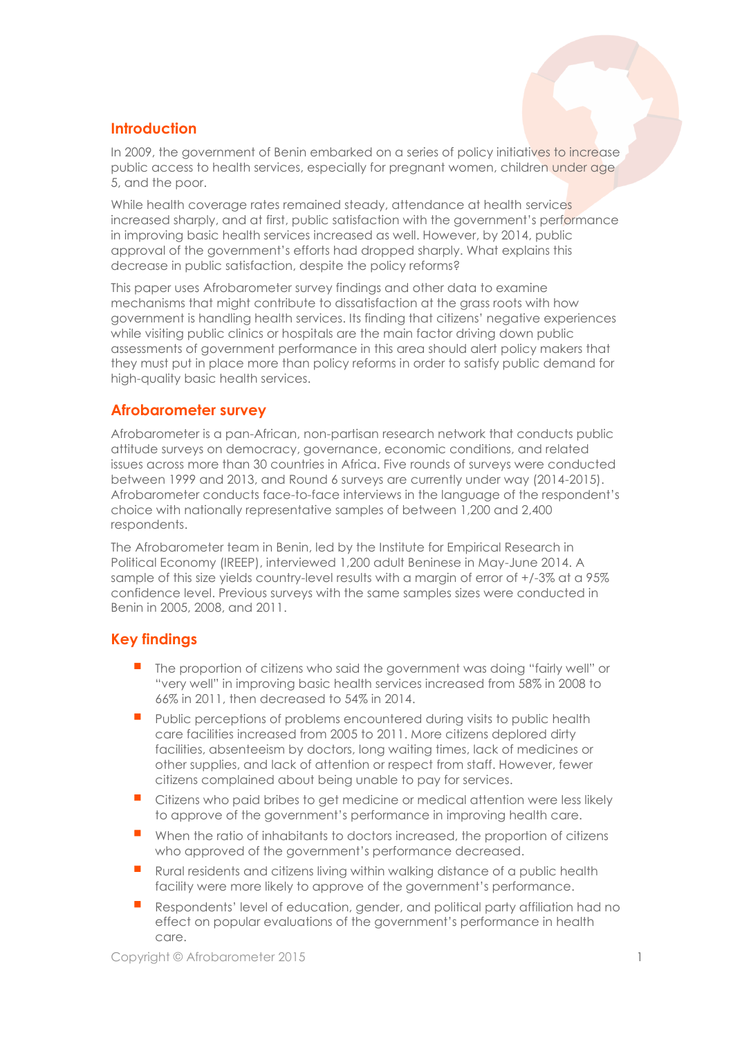## Introduction

In 2009, the government of Benin embarked on a series of policy initiatives to increase public access to health services, especially for pregnant women, children under age 5, and the poor.

While health coverage rates remained steady, attendance at health services increased sharply, and at first, public satisfaction with the government's performance in improving basic health services increased as well. However, by 2014, public approval of the government's efforts had dropped sharply. What explains this decrease in public satisfaction, despite the policy reforms?

This paper uses Afrobarometer survey findings and other data to examine mechanisms that might contribute to dissatisfaction at the grass roots with how government is handling health services. Its finding that citizens' negative experiences while visiting public clinics or hospitals are the main factor driving down public assessments of government performance in this area should alert policy makers that they must put in place more than policy reforms in order to satisfy public demand for high-quality basic health services.

## Afrobarometer survey

Afrobarometer is a pan-African, non-partisan research network that conducts public attitude surveys on democracy, governance, economic conditions, and related issues across more than 30 countries in Africa. Five rounds of surveys were conducted between 1999 and 2013, and Round 6 surveys are currently under way (2014-2015). Afrobarometer conducts face-to-face interviews in the language of the respondent's choice with nationally representative samples of between 1,200 and 2,400 respondents.

The Afrobarometer team in Benin, led by the Institute for Empirical Research in Political Economy (IREEP), interviewed 1,200 adult Beninese in May-June 2014. A sample of this size yields country-level results with a margin of error of +/-3% at a 95% confidence level. Previous surveys with the same samples sizes were conducted in Benin in 2005, 2008, and 2011.

## Key findings

- The proportion of citizens who said the government was doing "fairly well" or "very well" in improving basic health services increased from 58% in 2008 to 66% in 2011, then decreased to 54% in 2014.
- Public perceptions of problems encountered during visits to public health care facilities increased from 2005 to 2011. More citizens deplored dirty facilities, absenteeism by doctors, long waiting times, lack of medicines or other supplies, and lack of attention or respect from staff. However, fewer citizens complained about being unable to pay for services.
- Citizens who paid bribes to get medicine or medical attention were less likely to approve of the government's performance in improving health care.
- When the ratio of inhabitants to doctors increased, the proportion of citizens who approved of the government's performance decreased.
- Rural residents and citizens living within walking distance of a public health facility were more likely to approve of the government's performance.
- Respondents' level of education, gender, and political party affiliation had no effect on popular evaluations of the government's performance in health care.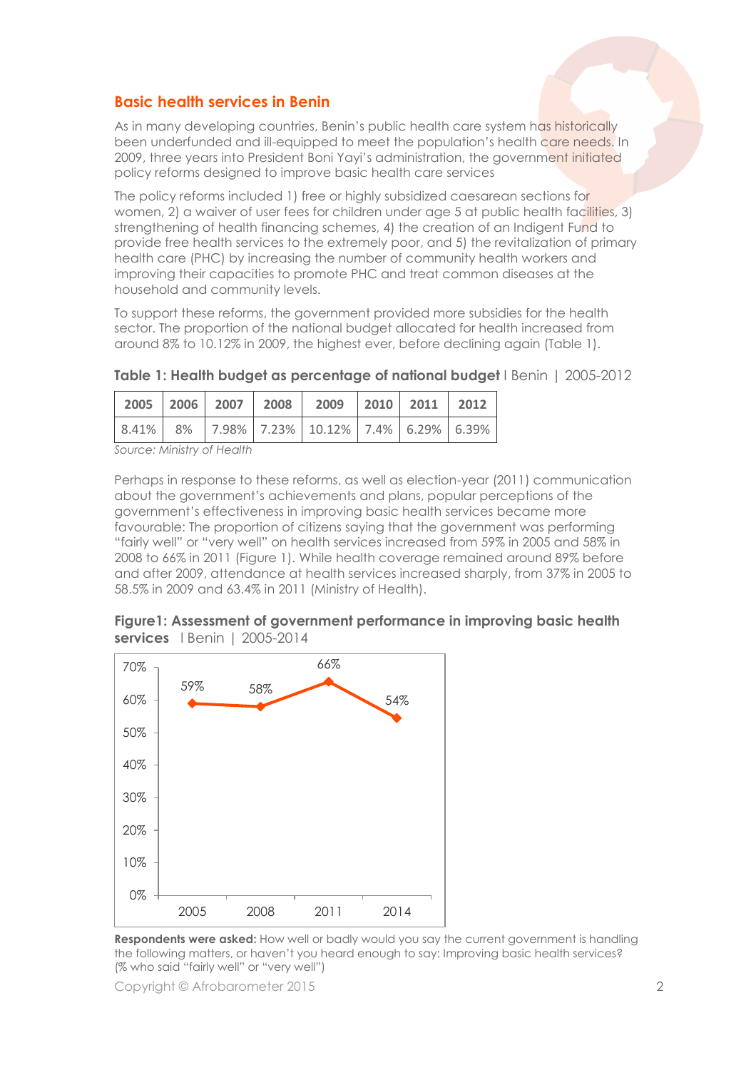## Basic health services in Benin

As in many developing countries, Benin's public health care system has historically been underfunded and ill-equipped to meet the population's health care needs. In 2009, three years into President Boni Yayi's administration, the government initiated policy reforms designed to improve basic health care services

The policy reforms included 1) free or highly subsidized caesarean sections for women, 2) a waiver of user fees for children under age 5 at public health facilities, 3) strengthening of health financing schemes, 4) the creation of an Indigent Fund to provide free health services to the extremely poor, and 5) the revitalization of primary health care (PHC) by increasing the number of community health workers and improving their capacities to promote PHC and treat common diseases at the household and community levels.

To support these reforms, the government provided more subsidies for the health sector. The proportion of the national budget allocated for health increased from around 8% to 10.12% in 2009, the highest ever, before declining again (Table 1).

**Table 1: Health budget as percentage of national budget** | Benin | 2005-2012

| 2005 | 2006 | 2007 | 2008 | 2009 | 2010 | 2011 | 2012 |
|---|---|---|---|---|---|---|---|
| 8.41% | 8% | 7.98% | 7.23% | 10.12% | 7.4% | 6.29% | 6.39% |

*Source: Ministry of Health*

Perhaps in response to these reforms, as well as election-year (2011) communication about the government's achievements and plans, popular perceptions of the government's effectiveness in improving basic health services became more favourable: The proportion of citizens saying that the government was performing "fairly well" or "very well" on health services increased from 59% in 2005 and 58% in 2008 to 66% in 2011 (Figure 1). While health coverage remained around 89% before and after 2009, attendance at health services increased sharply, from 37% in 2005 to 58.5% in 2009 and 63.4% in 2011 (Ministry of Health).

**Figure1: Assessment of government performance in improving basic health services** | Benin | 2005-2014

| 2005 | 2008 | 2011 | 2014 |
|---|---|---|---|
| 59% | 58% | 66% | 54% |

**Respondents were asked:** How well or badly would you say the current government is handling the following matters, or haven't you heard enough to say: Improving basic health services? (% who said "fairly well" or "very well")

Copyright © Afrobarometer 2015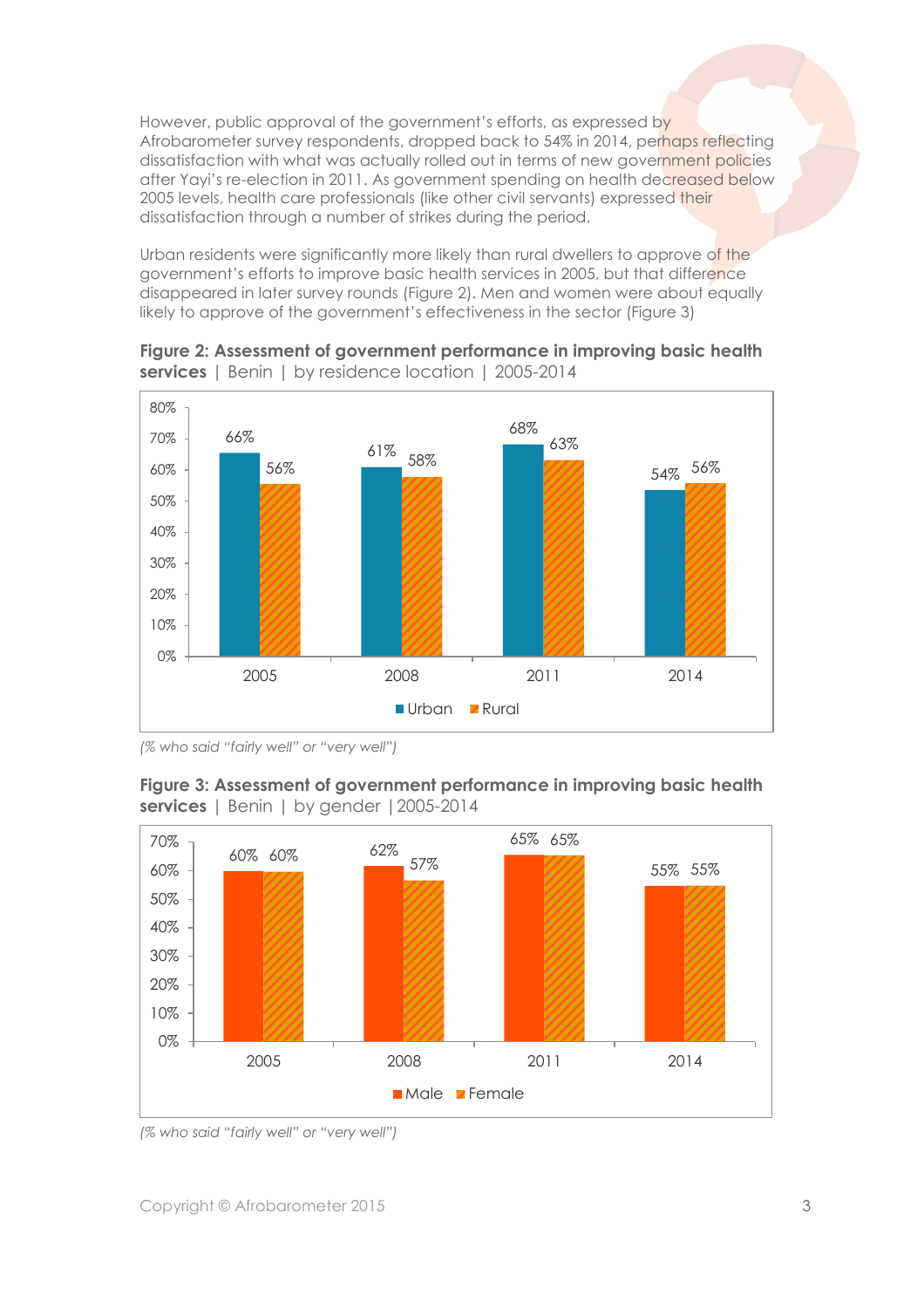However, public approval of the government's efforts, as expressed by Afrobarometer survey respondents, dropped back to 54% in 2014, perhaps reflecting dissatisfaction with what was actually rolled out in terms of new government policies after Yayi's re-election in 2011. As government spending on health decreased below 2005 levels, health care professionals (like other civil servants) expressed their dissatisfaction through a number of strikes during the period.

Urban residents were significantly more likely than rural dwellers to approve of the government's efforts to improve basic health services in 2005, but that difference disappeared in later survey rounds (Figure 2). Men and women were about equally likely to approve of the government's effectiveness in the sector (Figure 3)

**Figure 2: Assessment of government performance in improving basic health services** | Benin | by residence location | 2005-2014

| | 2005 | 2008 | 2011 | 2014 |
|---|---|---|---|---|
| Urban | 66% | 61% | 68% | 54% |
| Rural | 56% | 58% | 63% | 56% |

*(% who said "fairly well" or "very well")*

**Figure 3: Assessment of government performance in improving basic health services** | Benin | by gender | 2005-2014

| | 2005 | 2008 | 2011 | 2014 |
|---|---|---|---|---|
| Male | 60% | 62% | 65% | 55% |
| Female | 60% | 57% | 65% | 55% |

*(% who said "fairly well" or "very well")*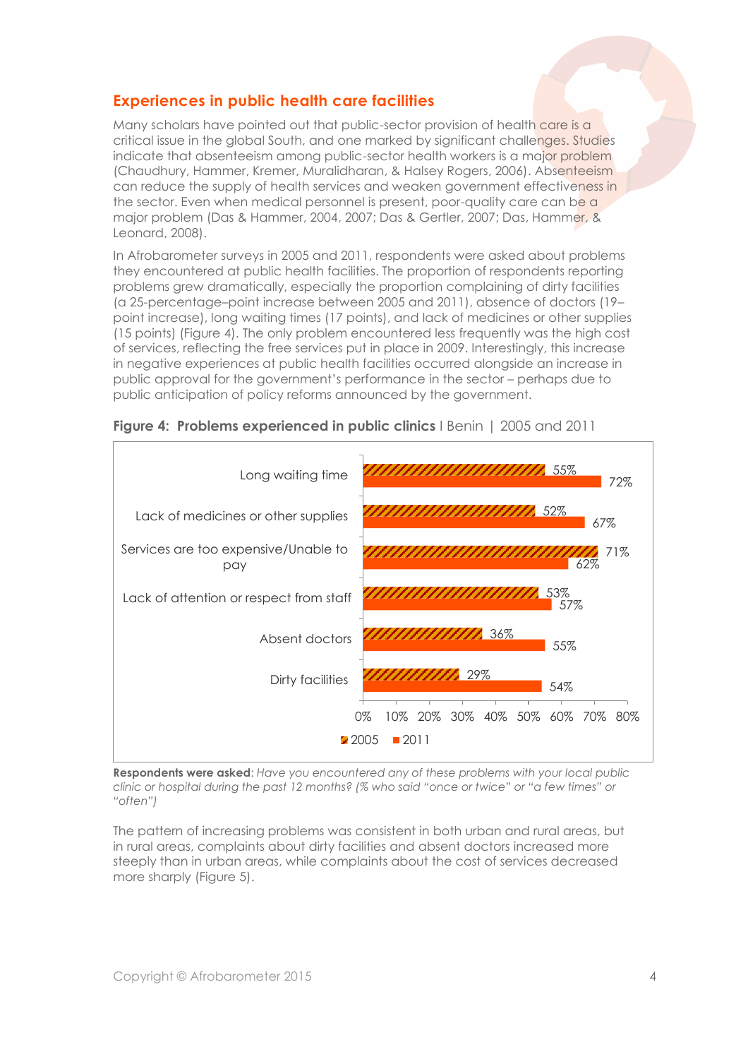## Experiences in public health care facilities

Many scholars have pointed out that public-sector provision of health care is a critical issue in the global South, and one marked by significant challenges. Studies indicate that absenteeism among public-sector health workers is a major problem (Chaudhury, Hammer, Kremer, Muralidharan, & Halsey Rogers, 2006). Absenteeism can reduce the supply of health services and weaken government effectiveness in the sector. Even when medical personnel is present, poor-quality care can be a major problem (Das & Hammer, 2004, 2007; Das & Gertler, 2007; Das, Hammer, & Leonard, 2008).

In Afrobarometer surveys in 2005 and 2011, respondents were asked about problems they encountered at public health facilities. The proportion of respondents reporting problems grew dramatically, especially the proportion complaining of dirty facilities (a 25-percentage–point increase between 2005 and 2011), absence of doctors (19–point increase), long waiting times (17 points), and lack of medicines or other supplies (15 points) (Figure 4). The only problem encountered less frequently was the high cost of services, reflecting the free services put in place in 2009. Interestingly, this increase in negative experiences at public health facilities occurred alongside an increase in public approval for the government's performance in the sector – perhaps due to public anticipation of policy reforms announced by the government.

**Figure 4: Problems experienced in public clinics** I Benin | 2005 and 2011

| Problem | 2005 | 2011 |
|---|---|---|
| Long waiting time | 55% | 72% |
| Lack of medicines or other supplies | 52% | 67% |
| Services are too expensive/Unable to pay | 71% | 62% |
| Lack of attention or respect from staff | 53% | 57% |
| Absent doctors | 36% | 55% |
| Dirty facilities | 29% | 54% |

**Respondents were asked**: *Have you encountered any of these problems with your local public clinic or hospital during the past 12 months? (% who said "once or twice" or "a few times" or "often")*

The pattern of increasing problems was consistent in both urban and rural areas, but in rural areas, complaints about dirty facilities and absent doctors increased more steeply than in urban areas, while complaints about the cost of services decreased more sharply (Figure 5).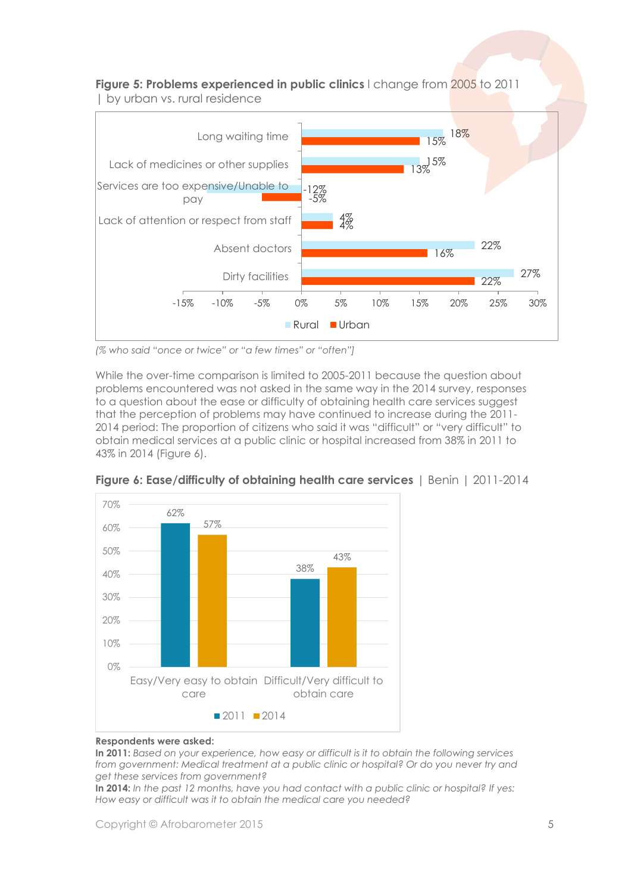**Figure 5: Problems experienced in public clinics** | change from 2005 to 2011 | by urban vs. rural residence

| | Rural | Urban |
|---|---|---|
| Long waiting time | 18% | 15% |
| Lack of medicines or other supplies | 15% | 13% |
| Services are too expensive/Unable to pay | -12% | -5% |
| Lack of attention or respect from staff | 4% | 4% |
| Absent doctors | 22% | 16% |
| Dirty facilities | 27% | 22% |

*(% who said "once or twice" or "a few times" or "often")*

While the over-time comparison is limited to 2005-2011 because the question about problems encountered was not asked in the same way in the 2014 survey, responses to a question about the ease or difficulty of obtaining health care services suggest that the perception of problems may have continued to increase during the 2011-2014 period: The proportion of citizens who said it was "difficult" or "very difficult" to obtain medical services at a public clinic or hospital increased from 38% in 2011 to 43% in 2014 (Figure 6).

**Figure 6: Ease/difficulty of obtaining health care services** | Benin | 2011-2014

| | 2011 | 2014 |
|---|---|---|
| Easy/Very easy to obtain care | 62% | 57% |
| Difficult/Very difficult to obtain care | 38% | 43% |

**Respondents were asked:**

**In 2011:** *Based on your experience, how easy or difficult is it to obtain the following services from government: Medical treatment at a public clinic or hospital? Or do you never try and get these services from government?*

**In 2014:** *In the past 12 months, have you had contact with a public clinic or hospital? If yes: How easy or difficult was it to obtain the medical care you needed?*

Copyright © Afrobarometer 2015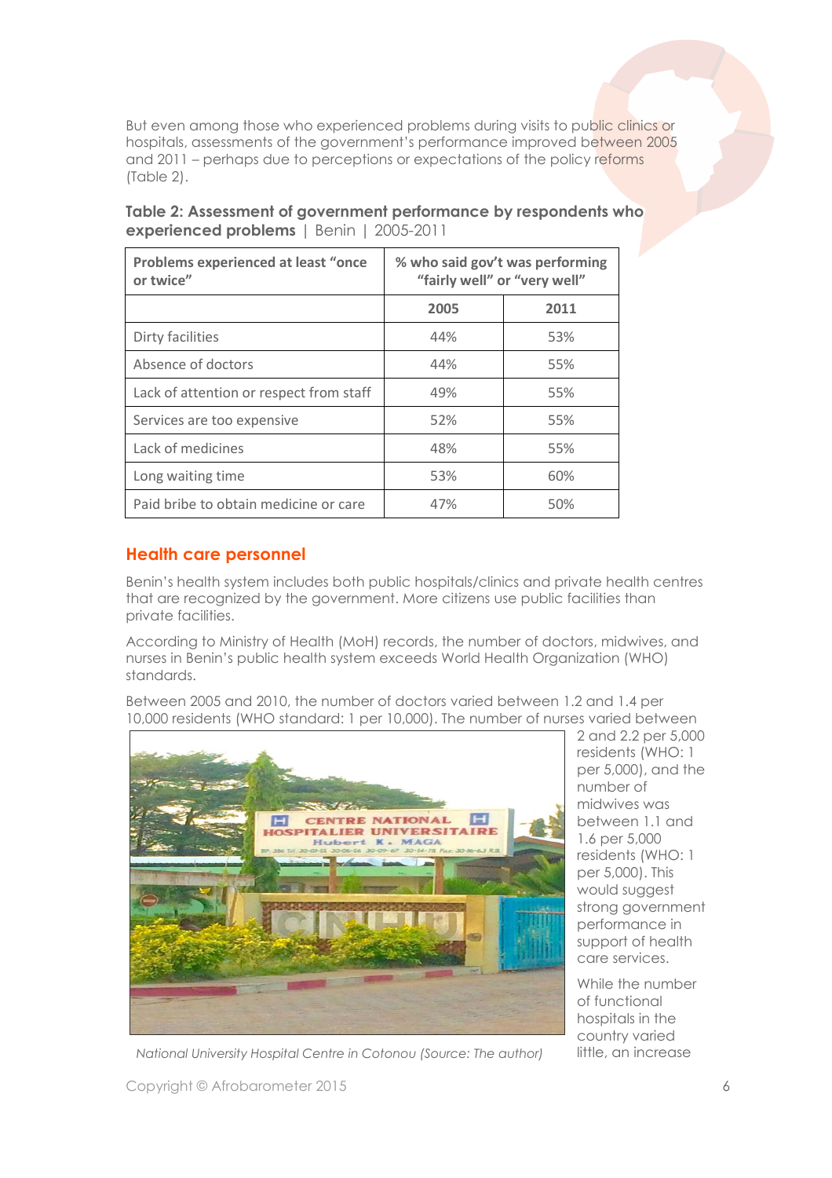But even among those who experienced problems during visits to public clinics or hospitals, assessments of the government's performance improved between 2005 and 2011 – perhaps due to perceptions or expectations of the policy reforms (Table 2).

**Table 2: Assessment of government performance by respondents who experienced problems** | Benin | 2005-2011

| Problems experienced at least "once or twice" | % who said gov't was performing "fairly well" or "very well" | |
|---|---|---|
| | **2005** | **2011** |
| Dirty facilities | 44% | 53% |
| Absence of doctors | 44% | 55% |
| Lack of attention or respect from staff | 49% | 55% |
| Services are too expensive | 52% | 55% |
| Lack of medicines | 48% | 55% |
| Long waiting time | 53% | 60% |
| Paid bribe to obtain medicine or care | 47% | 50% |

## Health care personnel

Benin's health system includes both public hospitals/clinics and private health centres that are recognized by the government. More citizens use public facilities than private facilities.

According to Ministry of Health (MoH) records, the number of doctors, midwives, and nurses in Benin's public health system exceeds World Health Organization (WHO) standards.

Between 2005 and 2010, the number of doctors varied between 1.2 and 1.4 per 10,000 residents (WHO standard: 1 per 10,000). The number of nurses varied between 2 and 2.2 per 5,000 residents (WHO: 1 per 5,000), and the number of midwives was between 1.1 and 1.6 per 5,000 residents (WHO: 1 per 5,000). This would suggest strong government performance in support of health care services.

*National University Hospital Centre in Cotonou (Source: The author)*

While the number of functional hospitals in the country varied little, an increase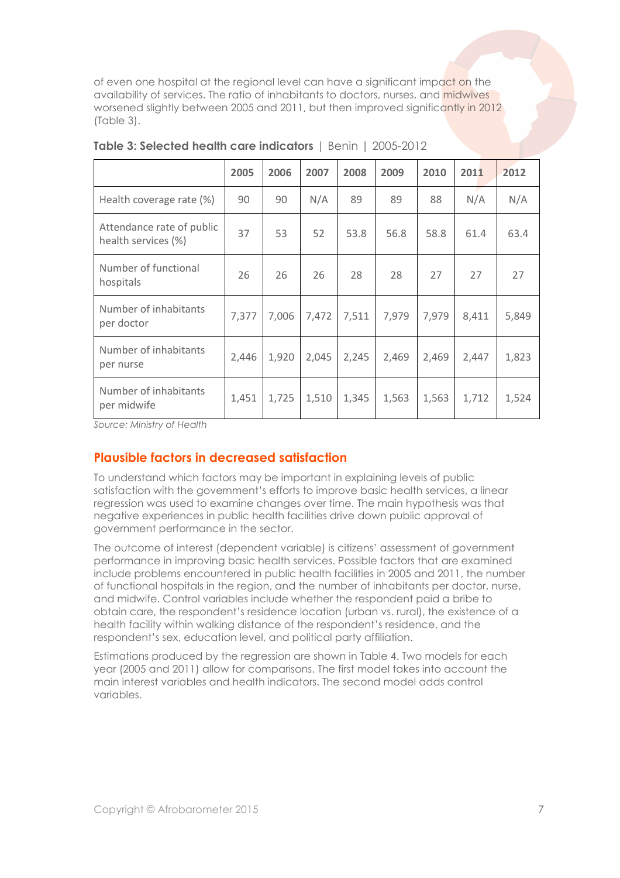of even one hospital at the regional level can have a significant impact on the availability of services. The ratio of inhabitants to doctors, nurses, and midwives worsened slightly between 2005 and 2011, but then improved significantly in 2012 (Table 3).

**Table 3: Selected health care indicators** | Benin | 2005-2012

| | 2005 | 2006 | 2007 | 2008 | 2009 | 2010 | 2011 | 2012 |
|---|---|---|---|---|---|---|---|---|
| Health coverage rate (%) | 90 | 90 | N/A | 89 | 89 | 88 | N/A | N/A |
| Attendance rate of public health services (%) | 37 | 53 | 52 | 53.8 | 56.8 | 58.8 | 61.4 | 63.4 |
| Number of functional hospitals | 26 | 26 | 26 | 28 | 28 | 27 | 27 | 27 |
| Number of inhabitants per doctor | 7,377 | 7,006 | 7,472 | 7,511 | 7,979 | 7,979 | 8,411 | 5,849 |
| Number of inhabitants per nurse | 2,446 | 1,920 | 2,045 | 2,245 | 2,469 | 2,469 | 2,447 | 1,823 |
| Number of inhabitants per midwife | 1,451 | 1,725 | 1,510 | 1,345 | 1,563 | 1,563 | 1,712 | 1,524 |

*Source: Ministry of Health*

## Plausible factors in decreased satisfaction

To understand which factors may be important in explaining levels of public satisfaction with the government's efforts to improve basic health services, a linear regression was used to examine changes over time. The main hypothesis was that negative experiences in public health facilities drive down public approval of government performance in the sector.

The outcome of interest (dependent variable) is citizens' assessment of government performance in improving basic health services. Possible factors that are examined include problems encountered in public health facilities in 2005 and 2011, the number of functional hospitals in the region, and the number of inhabitants per doctor, nurse, and midwife. Control variables include whether the respondent paid a bribe to obtain care, the respondent's residence location (urban vs. rural), the existence of a health facility within walking distance of the respondent's residence, and the respondent's sex, education level, and political party affiliation.

Estimations produced by the regression are shown in Table 4. Two models for each year (2005 and 2011) allow for comparisons. The first model takes into account the main interest variables and health indicators. The second model adds control variables.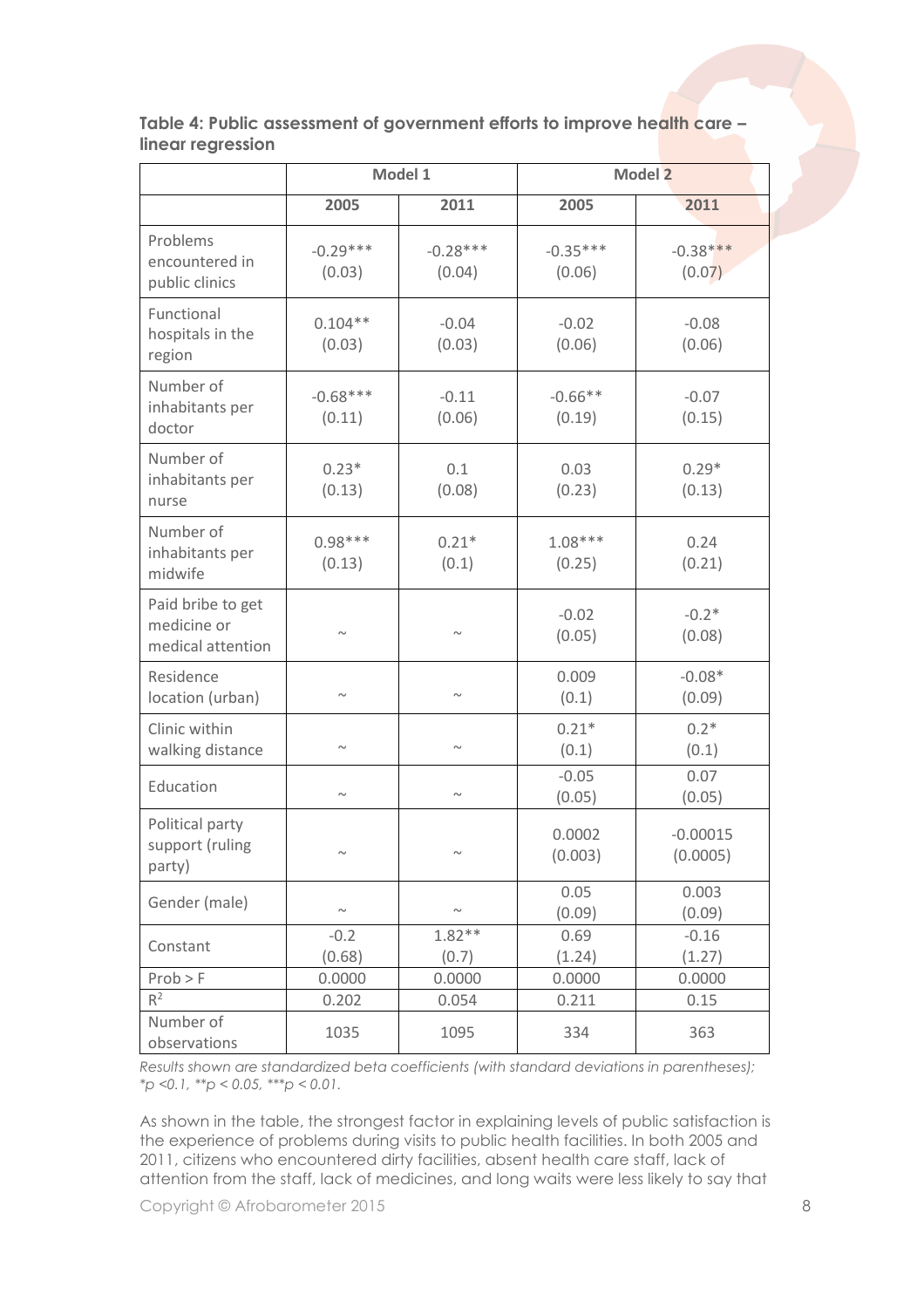**Table 4: Public assessment of government efforts to improve health care – linear regression**

| | Model 1 | | Model 2 | |
|---|---|---|---|---|
| | 2005 | 2011 | 2005 | 2011 |
| Problems encountered in public clinics | -0.29*** (0.03) | -0.28*** (0.04) | -0.35*** (0.06) | -0.38*** (0.07) |
| Functional hospitals in the region | 0.104** (0.03) | -0.04 (0.03) | -0.02 (0.06) | -0.08 (0.06) |
| Number of inhabitants per doctor | -0.68*** (0.11) | -0.11 (0.06) | -0.66** (0.19) | -0.07 (0.15) |
| Number of inhabitants per nurse | 0.23* (0.13) | 0.1 (0.08) | 0.03 (0.23) | 0.29* (0.13) |
| Number of inhabitants per midwife | 0.98*** (0.13) | 0.21* (0.1) | 1.08*** (0.25) | 0.24 (0.21) |
| Paid bribe to get medicine or medical attention | ~ | ~ | -0.02 (0.05) | -0.2* (0.08) |
| Residence location (urban) | ~ | ~ | 0.009 (0.1) | -0.08* (0.09) |
| Clinic within walking distance | ~ | ~ | 0.21* (0.1) | 0.2* (0.1) |
| Education | ~ | ~ | -0.05 (0.05) | 0.07 (0.05) |
| Political party support (ruling party) | ~ | ~ | 0.0002 (0.003) | -0.00015 (0.0005) |
| Gender (male) | ~ | ~ | 0.05 (0.09) | 0.003 (0.09) |
| Constant | -0.2 (0.68) | 1.82** (0.7) | 0.69 (1.24) | -0.16 (1.27) |
| Prob > F | 0.0000 | 0.0000 | 0.0000 | 0.0000 |
| $R^2$ | 0.202 | 0.054 | 0.211 | 0.15 |
| Number of observations | 1035 | 1095 | 334 | 363 |

*Results shown are standardized beta coefficients (with standard deviations in parentheses); *p <0.1, **p < 0.05, ***p < 0.01.*

As shown in the table, the strongest factor in explaining levels of public satisfaction is the experience of problems during visits to public health facilities. In both 2005 and 2011, citizens who encountered dirty facilities, absent health care staff, lack of attention from the staff, lack of medicines, and long waits were less likely to say that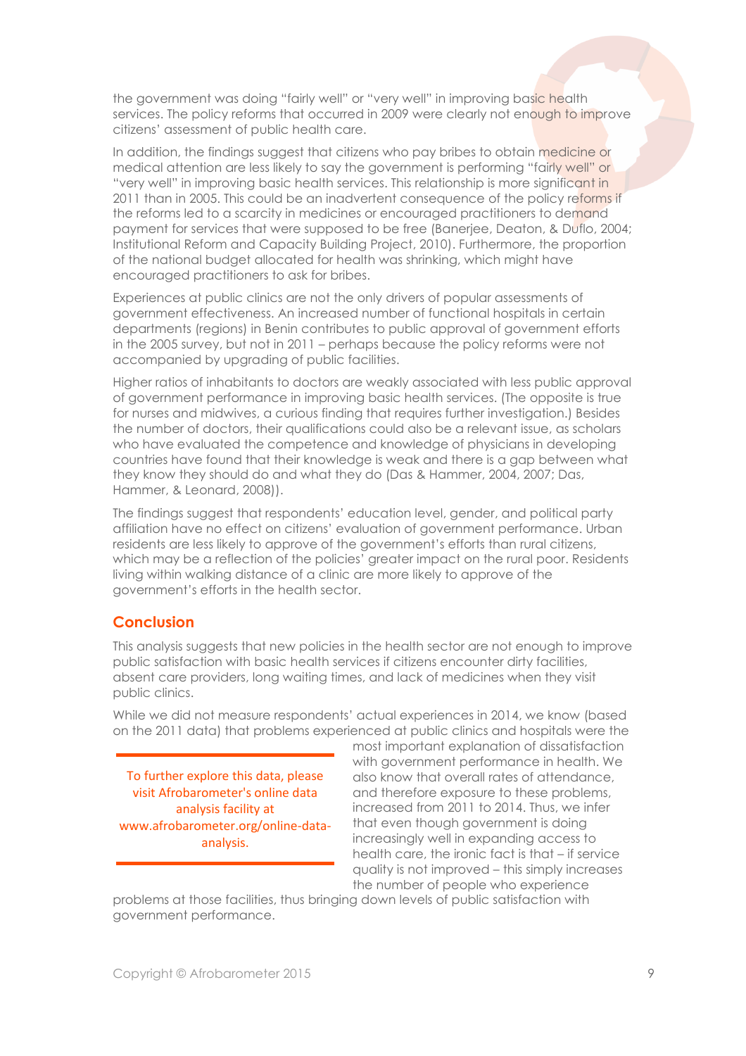the government was doing "fairly well" or "very well" in improving basic health services. The policy reforms that occurred in 2009 were clearly not enough to improve citizens' assessment of public health care.

In addition, the findings suggest that citizens who pay bribes to obtain medicine or medical attention are less likely to say the government is performing "fairly well" or "very well" in improving basic health services. This relationship is more significant in 2011 than in 2005. This could be an inadvertent consequence of the policy reforms if the reforms led to a scarcity in medicines or encouraged practitioners to demand payment for services that were supposed to be free (Banerjee, Deaton, & Duflo, 2004; Institutional Reform and Capacity Building Project, 2010). Furthermore, the proportion of the national budget allocated for health was shrinking, which might have encouraged practitioners to ask for bribes.

Experiences at public clinics are not the only drivers of popular assessments of government effectiveness. An increased number of functional hospitals in certain departments (regions) in Benin contributes to public approval of government efforts in the 2005 survey, but not in 2011 – perhaps because the policy reforms were not accompanied by upgrading of public facilities.

Higher ratios of inhabitants to doctors are weakly associated with less public approval of government performance in improving basic health services. (The opposite is true for nurses and midwives, a curious finding that requires further investigation.) Besides the number of doctors, their qualifications could also be a relevant issue, as scholars who have evaluated the competence and knowledge of physicians in developing countries have found that their knowledge is weak and there is a gap between what they know they should do and what they do (Das & Hammer, 2004, 2007; Das, Hammer, & Leonard, 2008)).

The findings suggest that respondents' education level, gender, and political party affiliation have no effect on citizens' evaluation of government performance. Urban residents are less likely to approve of the government's efforts than rural citizens, which may be a reflection of the policies' greater impact on the rural poor. Residents living within walking distance of a clinic are more likely to approve of the government's efforts in the health sector.

## Conclusion

This analysis suggests that new policies in the health sector are not enough to improve public satisfaction with basic health services if citizens encounter dirty facilities, absent care providers, long waiting times, and lack of medicines when they visit public clinics.

While we did not measure respondents' actual experiences in 2014, we know (based on the 2011 data) that problems experienced at public clinics and hospitals were the most important explanation of dissatisfaction with government performance in health. We also know that overall rates of attendance, and therefore exposure to these problems, increased from 2011 to 2014. Thus, we infer that even though government is doing increasingly well in expanding access to health care, the ironic fact is that – if service quality is not improved – this simply increases the number of people who experience problems at those facilities, thus bringing down levels of public satisfaction with government performance.

To further explore this data, please visit Afrobarometer's online data analysis facility at www.afrobarometer.org/online-data-analysis.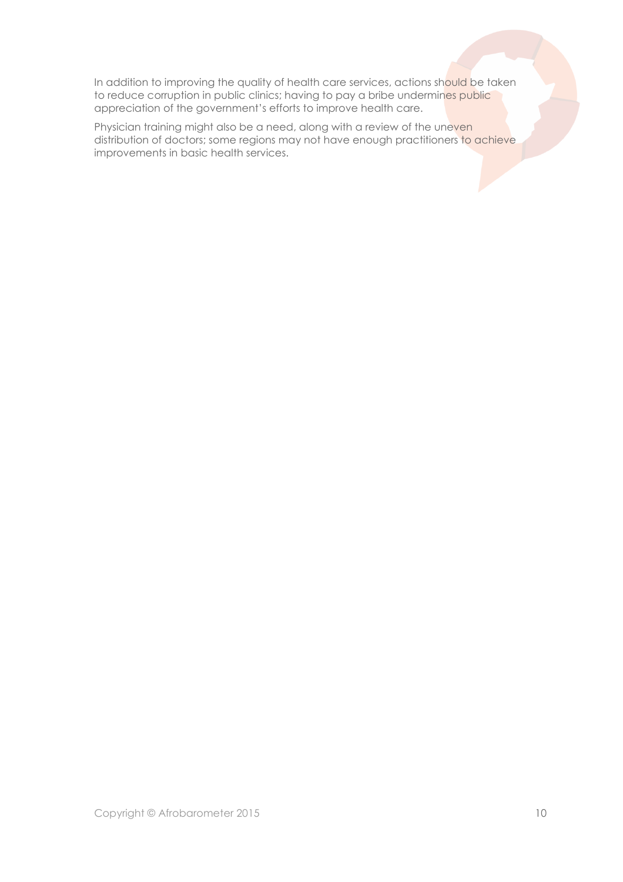In addition to improving the quality of health care services, actions should be taken to reduce corruption in public clinics; having to pay a bribe undermines public appreciation of the government's efforts to improve health care.

Physician training might also be a need, along with a review of the uneven distribution of doctors; some regions may not have enough practitioners to achieve improvements in basic health services.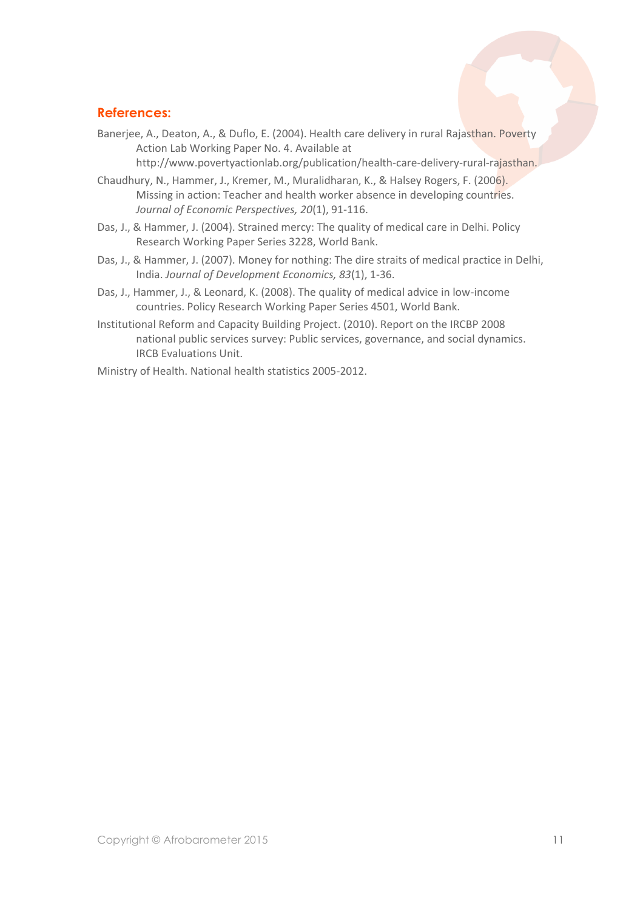## References:

Banerjee, A., Deaton, A., & Duflo, E. (2004). Health care delivery in rural Rajasthan. Poverty Action Lab Working Paper No. 4. Available at http://www.povertyactionlab.org/publication/health-care-delivery-rural-rajasthan.

Chaudhury, N., Hammer, J., Kremer, M., Muralidharan, K., & Halsey Rogers, F. (2006). Missing in action: Teacher and health worker absence in developing countries. *Journal of Economic Perspectives, 20*(1), 91-116.

Das, J., & Hammer, J. (2004). Strained mercy: The quality of medical care in Delhi. Policy Research Working Paper Series 3228, World Bank.

Das, J., & Hammer, J. (2007). Money for nothing: The dire straits of medical practice in Delhi, India. *Journal of Development Economics, 83*(1), 1-36.

Das, J., Hammer, J., & Leonard, K. (2008). The quality of medical advice in low-income countries. Policy Research Working Paper Series 4501, World Bank.

Institutional Reform and Capacity Building Project. (2010). Report on the IRCBP 2008 national public services survey: Public services, governance, and social dynamics. IRCB Evaluations Unit.

Ministry of Health. National health statistics 2005-2012.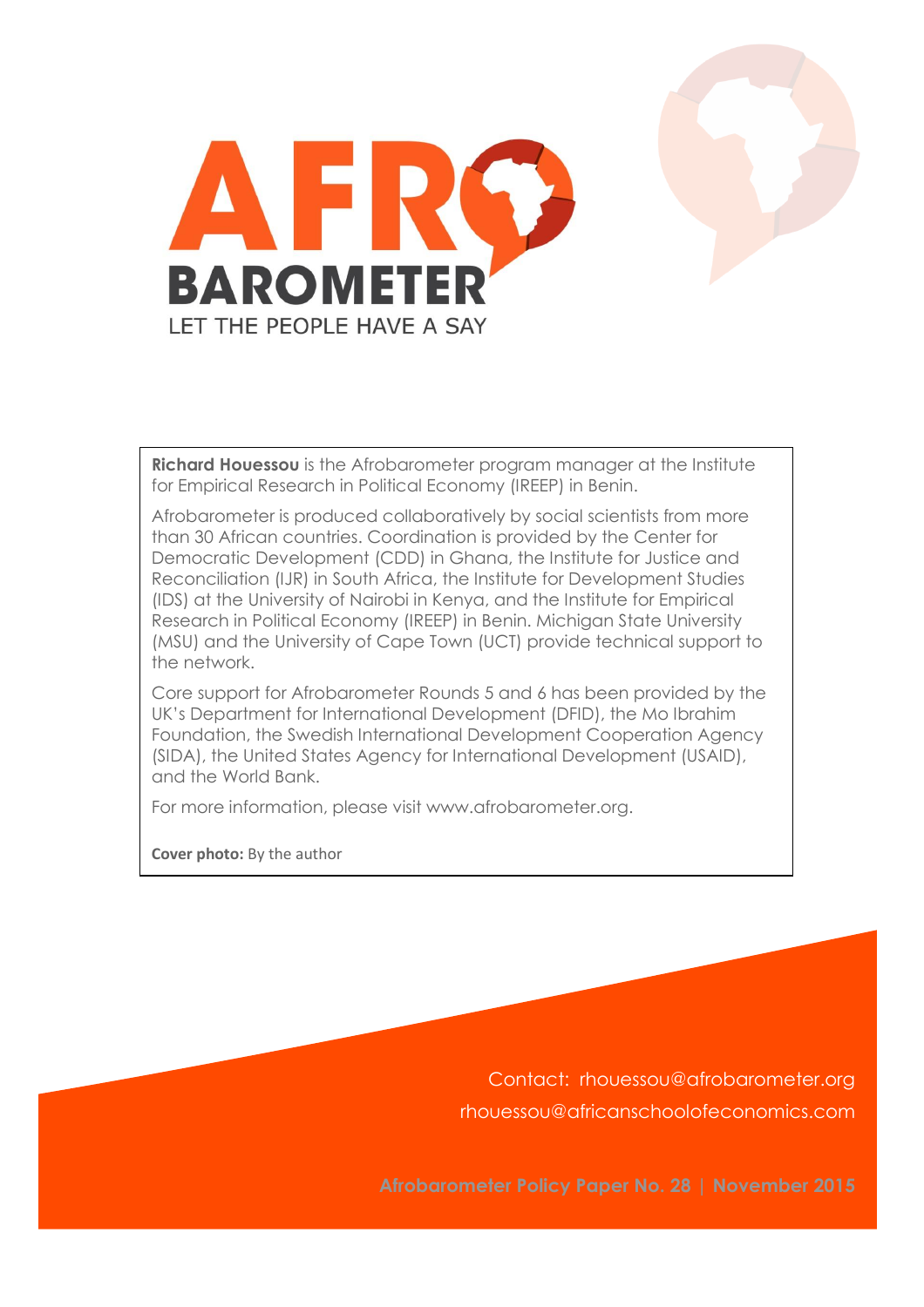AFRO BAROMETER

LET THE PEOPLE HAVE A SAY

**Richard Houessou** is the Afrobarometer program manager at the Institute for Empirical Research in Political Economy (IREEP) in Benin.

Afrobarometer is produced collaboratively by social scientists from more than 30 African countries. Coordination is provided by the Center for Democratic Development (CDD) in Ghana, the Institute for Justice and Reconciliation (IJR) in South Africa, the Institute for Development Studies (IDS) at the University of Nairobi in Kenya, and the Institute for Empirical Research in Political Economy (IREEP) in Benin. Michigan State University (MSU) and the University of Cape Town (UCT) provide technical support to the network.

Core support for Afrobarometer Rounds 5 and 6 has been provided by the UK's Department for International Development (DFID), the Mo Ibrahim Foundation, the Swedish International Development Cooperation Agency (SIDA), the United States Agency for International Development (USAID), and the World Bank.

For more information, please visit www.afrobarometer.org.

**Cover photo:** By the author

Contact: rhouessou@afrobarometer.org
rhouessou@africanschoolofeconomics.com

**Afrobarometer Policy Paper No. 28 | November 2015**